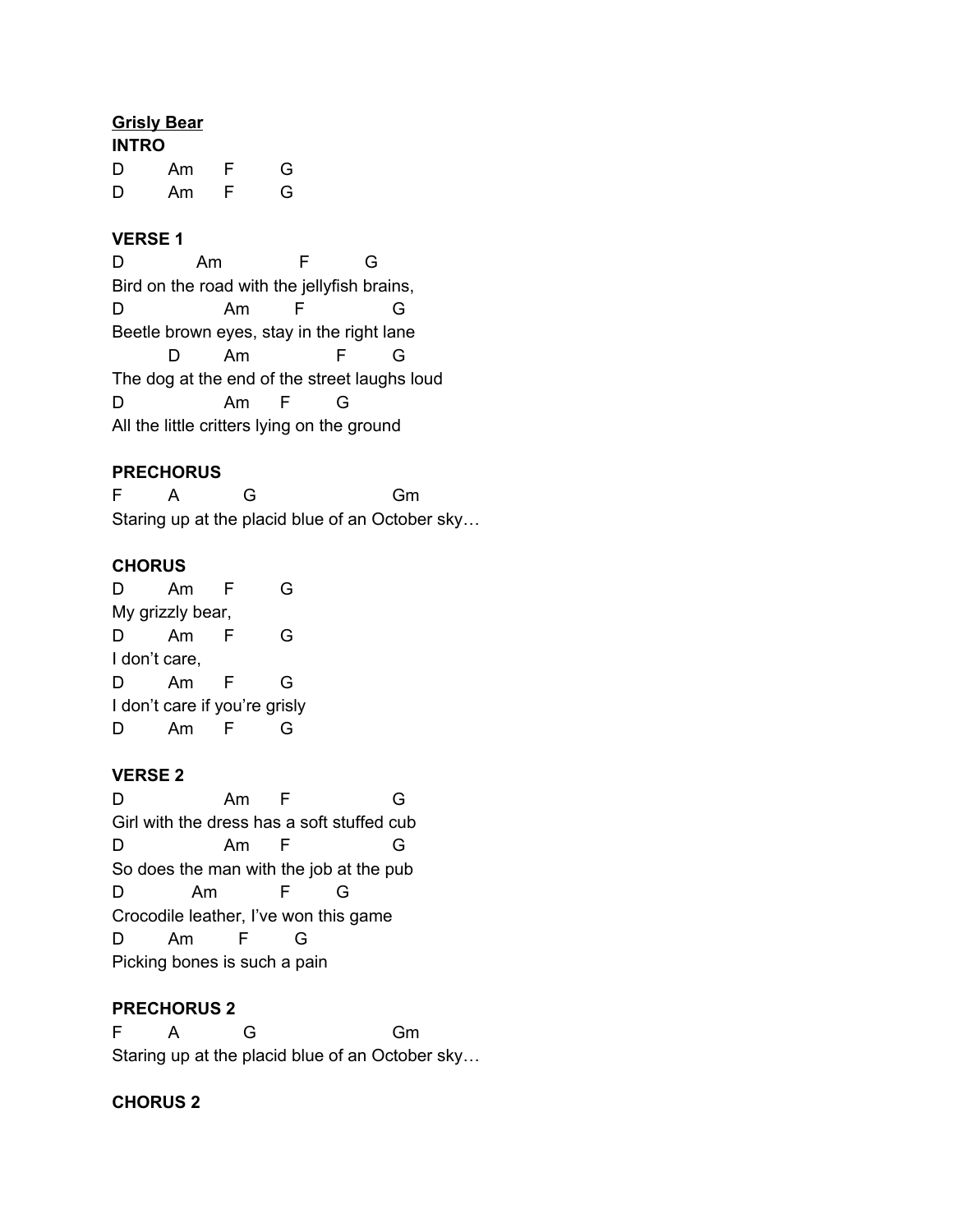**Grisly Bear**

**INTRO**

```
D       Am      F       G
D       Am      F       G
```

**VERSE 1**

```
D           Am              F          G
Bird on the road with the jellyfish brains,
D                 Am        F               G
Beetle brown eyes, stay in the right lane
         D        Am               F        G
The dog at the end of the street laughs loud
D                 Am      F        G
All the little critters lying on the ground
```

**PRECHORUS**

```
F       A          G                        Gm
Staring up at the placid blue of an October sky…
```

**CHORUS**

```
D       Am      F       G
My grizzly bear,
D       Am      F       G
I don't care,
D       Am      F       G
I don't care if you're grisly
D       Am      F       G
```

**VERSE 2**

```
D                 Am      F                 G
Girl with the dress has a soft stuffed cub
D                 Am      F                 G
So does the man with the job at the pub
D          Am           F        G
Crocodile leather, I've won this game
D       Am        F       G
Picking bones is such a pain
```

**PRECHORUS 2**

```
F       A          G                        Gm
Staring up at the placid blue of an October sky…
```

**CHORUS 2**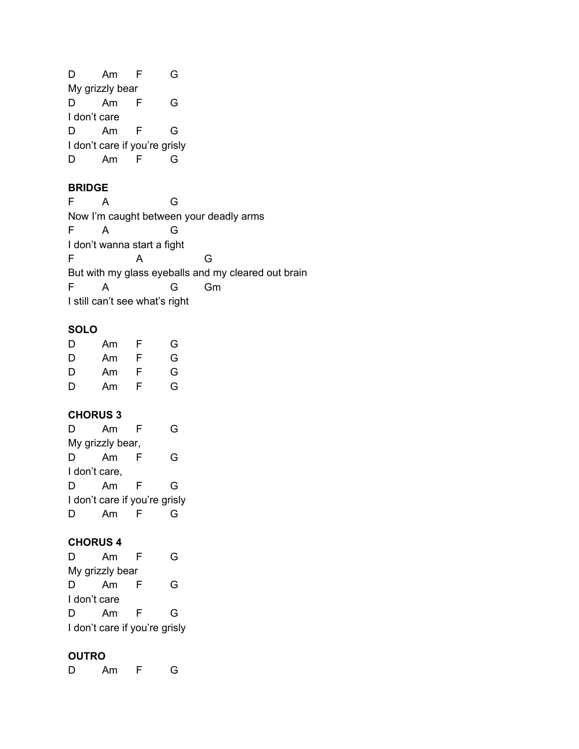```
D       Am      F       G
My grizzly bear
D       Am      F       G
I don't care
D       Am      F       G
I don't care if you're grisly
D       Am      F       G
```

**BRIDGE**

```
F       A               G
Now I'm caught between your deadly arms
F       A               G
I don't wanna start a fight
F               A                   G
But with my glass eyeballs and my cleared out brain
F       A               G       Gm
I still can't see what's right
```

**SOLO**

```
D       Am      F       G
D       Am      F       G
D       Am      F       G
D       Am      F       G
```

**CHORUS 3**

```
D       Am      F       G
My grizzly bear,
D       Am      F       G
I don't care,
D       Am      F       G
I don't care if you're grisly
D       Am      F       G
```

**CHORUS 4**

```
D       Am      F       G
My grizzly bear
D       Am      F       G
I don't care
D       Am      F       G
I don't care if you're grisly
```

**OUTRO**

```
D       Am      F       G
```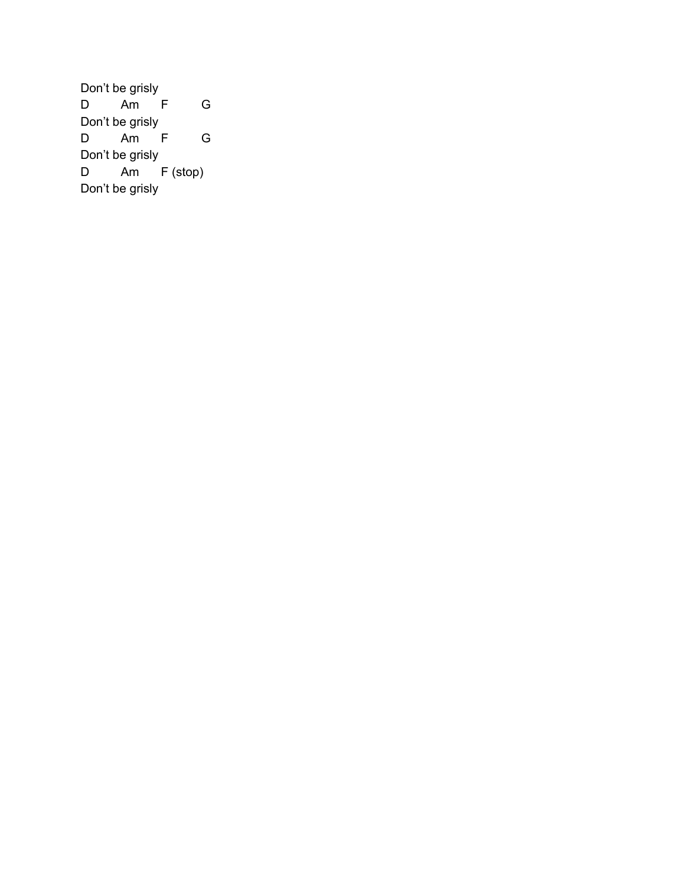```
Don't be grisly
D         Am       F         G
Don't be grisly
D         Am       F         G
Don't be grisly
D         Am       F (stop)
Don't be grisly
```